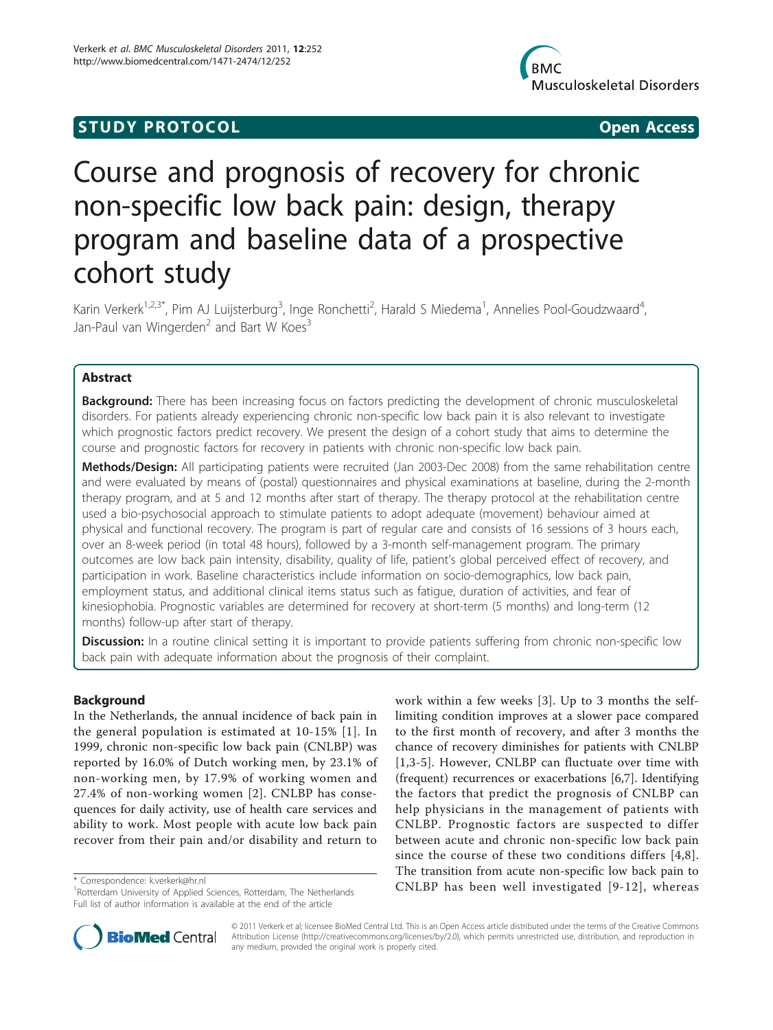STUDY PROTOCOL Open Access

# Course and prognosis of recovery for chronic non-specific low back pain: design, therapy program and baseline data of a prospective cohort study

Karin Verkerk[1,2,3*], Pim AJ Luijsterburg[3], Inge Ronchetti[2], Harald S Miedema[1], Annelies Pool-Goudzwaard[4], Jan-Paul van Wingerden[2] and Bart W Koes[3]

## Abstract

**Background:** There has been increasing focus on factors predicting the development of chronic musculoskeletal disorders. For patients already experiencing chronic non-specific low back pain it is also relevant to investigate which prognostic factors predict recovery. We present the design of a cohort study that aims to determine the course and prognostic factors for recovery in patients with chronic non-specific low back pain.

**Methods/Design:** All participating patients were recruited (Jan 2003-Dec 2008) from the same rehabilitation centre and were evaluated by means of (postal) questionnaires and physical examinations at baseline, during the 2-month therapy program, and at 5 and 12 months after start of therapy. The therapy protocol at the rehabilitation centre used a bio-psychosocial approach to stimulate patients to adopt adequate (movement) behaviour aimed at physical and functional recovery. The program is part of regular care and consists of 16 sessions of 3 hours each, over an 8-week period (in total 48 hours), followed by a 3-month self-management program. The primary outcomes are low back pain intensity, disability, quality of life, patient's global perceived effect of recovery, and participation in work. Baseline characteristics include information on socio-demographics, low back pain, employment status, and additional clinical items status such as fatigue, duration of activities, and fear of kinesiophobia. Prognostic variables are determined for recovery at short-term (5 months) and long-term (12 months) follow-up after start of therapy.

**Discussion:** In a routine clinical setting it is important to provide patients suffering from chronic non-specific low back pain with adequate information about the prognosis of their complaint.

## Background

In the Netherlands, the annual incidence of back pain in the general population is estimated at 10-15% [1]. In 1999, chronic non-specific low back pain (CNLBP) was reported by 16.0% of Dutch working men, by 23.1% of non-working men, by 17.9% of working women and 27.4% of non-working women [2]. CNLBP has consequences for daily activity, use of health care services and ability to work. Most people with acute low back pain recover from their pain and/or disability and return to work within a few weeks [3]. Up to 3 months the self-limiting condition improves at a slower pace compared to the first month of recovery, and after 3 months the chance of recovery diminishes for patients with CNLBP [1,3-5]. However, CNLBP can fluctuate over time with (frequent) recurrences or exacerbations [6,7]. Identifying the factors that predict the prognosis of CNLBP can help physicians in the management of patients with CNLBP. Prognostic factors are suspected to differ between acute and chronic non-specific low back pain since the course of these two conditions differs [4,8]. The transition from acute non-specific low back pain to CNLBP has been well investigated [9-12], whereas

\* Correspondence: k.verkerk@hr.nl
[1]Rotterdam University of Applied Sciences, Rotterdam, The Netherlands
Full list of author information is available at the end of the article

© 2011 Verkerk et al; licensee BioMed Central Ltd. This is an Open Access article distributed under the terms of the Creative Commons Attribution License (http://creativecommons.org/licenses/by/2.0), which permits unrestricted use, distribution, and reproduction in any medium, provided the original work is properly cited.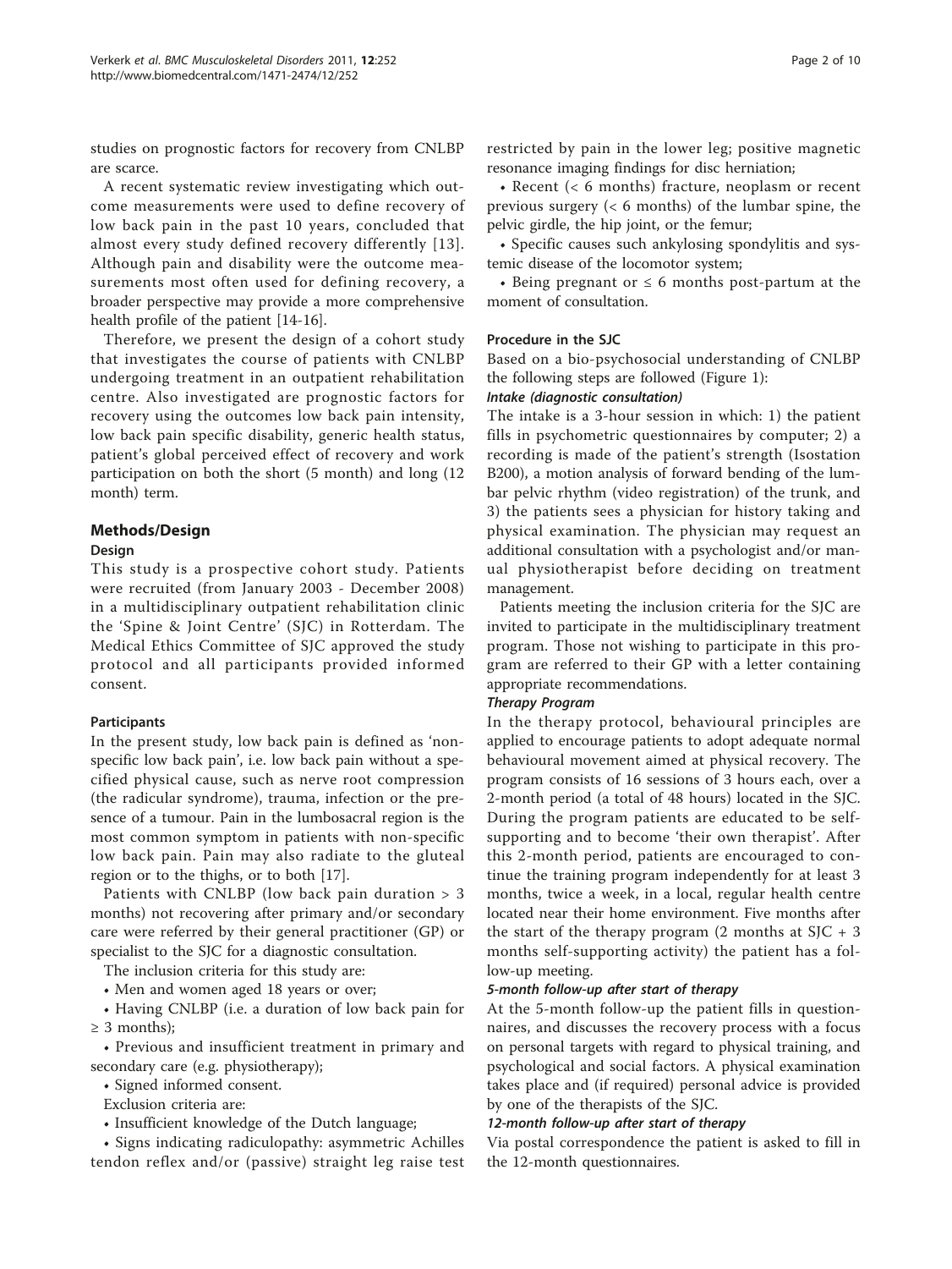studies on prognostic factors for recovery from CNLBP are scarce.

A recent systematic review investigating which outcome measurements were used to define recovery of low back pain in the past 10 years, concluded that almost every study defined recovery differently [13]. Although pain and disability were the outcome measurements most often used for defining recovery, a broader perspective may provide a more comprehensive health profile of the patient [14-16].

Therefore, we present the design of a cohort study that investigates the course of patients with CNLBP undergoing treatment in an outpatient rehabilitation centre. Also investigated are prognostic factors for recovery using the outcomes low back pain intensity, low back pain specific disability, generic health status, patient's global perceived effect of recovery and work participation on both the short (5 month) and long (12 month) term.

## Methods/Design

### Design

This study is a prospective cohort study. Patients were recruited (from January 2003 - December 2008) in a multidisciplinary outpatient rehabilitation clinic the 'Spine & Joint Centre' (SJC) in Rotterdam. The Medical Ethics Committee of SJC approved the study protocol and all participants provided informed consent.

### Participants

In the present study, low back pain is defined as 'non-specific low back pain', i.e. low back pain without a specified physical cause, such as nerve root compression (the radicular syndrome), trauma, infection or the presence of a tumour. Pain in the lumbosacral region is the most common symptom in patients with non-specific low back pain. Pain may also radiate to the gluteal region or to the thighs, or to both [17].

Patients with CNLBP (low back pain duration > 3 months) not recovering after primary and/or secondary care were referred by their general practitioner (GP) or specialist to the SJC for a diagnostic consultation.

The inclusion criteria for this study are:

- Men and women aged 18 years or over;
- Having CNLBP (i.e. a duration of low back pain for ≥ 3 months);
- Previous and insufficient treatment in primary and secondary care (e.g. physiotherapy);
- Signed informed consent.

Exclusion criteria are:

- Insufficient knowledge of the Dutch language;
- Signs indicating radiculopathy: asymmetric Achilles tendon reflex and/or (passive) straight leg raise test restricted by pain in the lower leg; positive magnetic resonance imaging findings for disc herniation;
- Recent (< 6 months) fracture, neoplasm or recent previous surgery (< 6 months) of the lumbar spine, the pelvic girdle, the hip joint, or the femur;
- Specific causes such ankylosing spondylitis and systemic disease of the locomotor system;
- Being pregnant or ≤ 6 months post-partum at the moment of consultation.

### Procedure in the SJC

Based on a bio-psychosocial understanding of CNLBP the following steps are followed (Figure 1):

#### *Intake (diagnostic consultation)*

The intake is a 3-hour session in which: 1) the patient fills in psychometric questionnaires by computer; 2) a recording is made of the patient's strength (Isostation B200), a motion analysis of forward bending of the lumbar pelvic rhythm (video registration) of the trunk, and 3) the patients sees a physician for history taking and physical examination. The physician may request an additional consultation with a psychologist and/or manual physiotherapist before deciding on treatment management.

Patients meeting the inclusion criteria for the SJC are invited to participate in the multidisciplinary treatment program. Those not wishing to participate in this program are referred to their GP with a letter containing appropriate recommendations.

#### *Therapy Program*

In the therapy protocol, behavioural principles are applied to encourage patients to adopt adequate normal behavioural movement aimed at physical recovery. The program consists of 16 sessions of 3 hours each, over a 2-month period (a total of 48 hours) located in the SJC. During the program patients are educated to be self-supporting and to become 'their own therapist'. After this 2-month period, patients are encouraged to continue the training program independently for at least 3 months, twice a week, in a local, regular health centre located near their home environment. Five months after the start of the therapy program (2 months at SJC + 3 months self-supporting activity) the patient has a follow-up meeting.

#### *5-month follow-up after start of therapy*

At the 5-month follow-up the patient fills in questionnaires, and discusses the recovery process with a focus on personal targets with regard to physical training, and psychological and social factors. A physical examination takes place and (if required) personal advice is provided by one of the therapists of the SJC.

#### *12-month follow-up after start of therapy*

Via postal correspondence the patient is asked to fill in the 12-month questionnaires.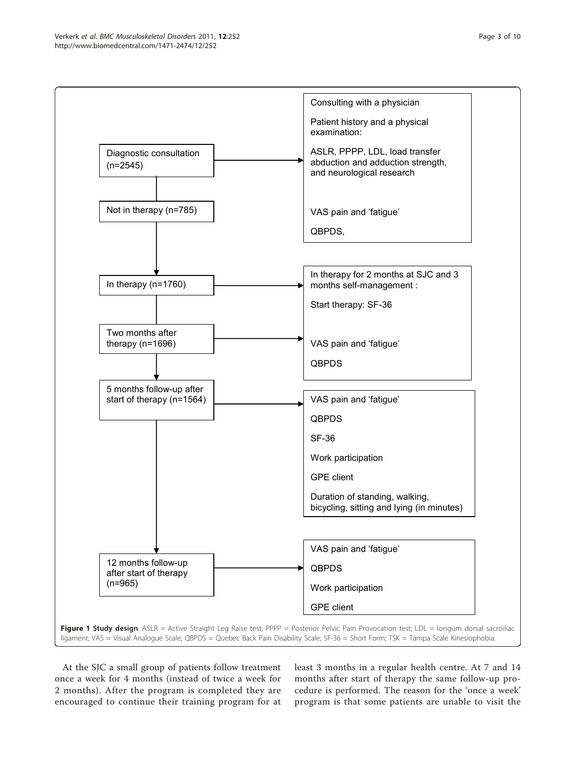Diagnostic consultation (n=2545)

Consulting with a physician

Patient history and a physical examination:

ASLR, PPPP, LDL, load transfer abduction and adduction strength, and neurological research

VAS pain and 'fatigue'

QBPDS,

Not in therapy (n=785)

In therapy (n=1760)

In therapy for 2 months at SJC and 3 months self-management :

Start therapy: SF-36

VAS pain and 'fatigue'

QBPDS

Two months after therapy (n=1696)

5 months follow-up after start of therapy (n=1564)

VAS pain and 'fatigue'

QBPDS

SF-36

Work participation

GPE client

Duration of standing, walking, bicycling, sitting and lying (in minutes)

12 months follow-up after start of therapy (n=965)

VAS pain and 'fatigue'

QBPDS

Work participation

GPE client

**Figure 1 Study design**. ASLR = Active Straight Leg Raise test; PPPP = Posterior Pelvic Pain Provocation test; LDL = longum dorsal sacroiliac ligament; VAS = Visual Analogue Scale; QBPDS = Quebec Back Pain Disability Scale; SF-36 = Short Form; TSK = Tampa Scale Kinesiophobia.

At the SJC a small group of patients follow treatment once a week for 4 months (instead of twice a week for 2 months). After the program is completed they are encouraged to continue their training program for at least 3 months in a regular health centre. At 7 and 14 months after start of therapy the same follow-up procedure is performed. The reason for the 'once a week' program is that some patients are unable to visit the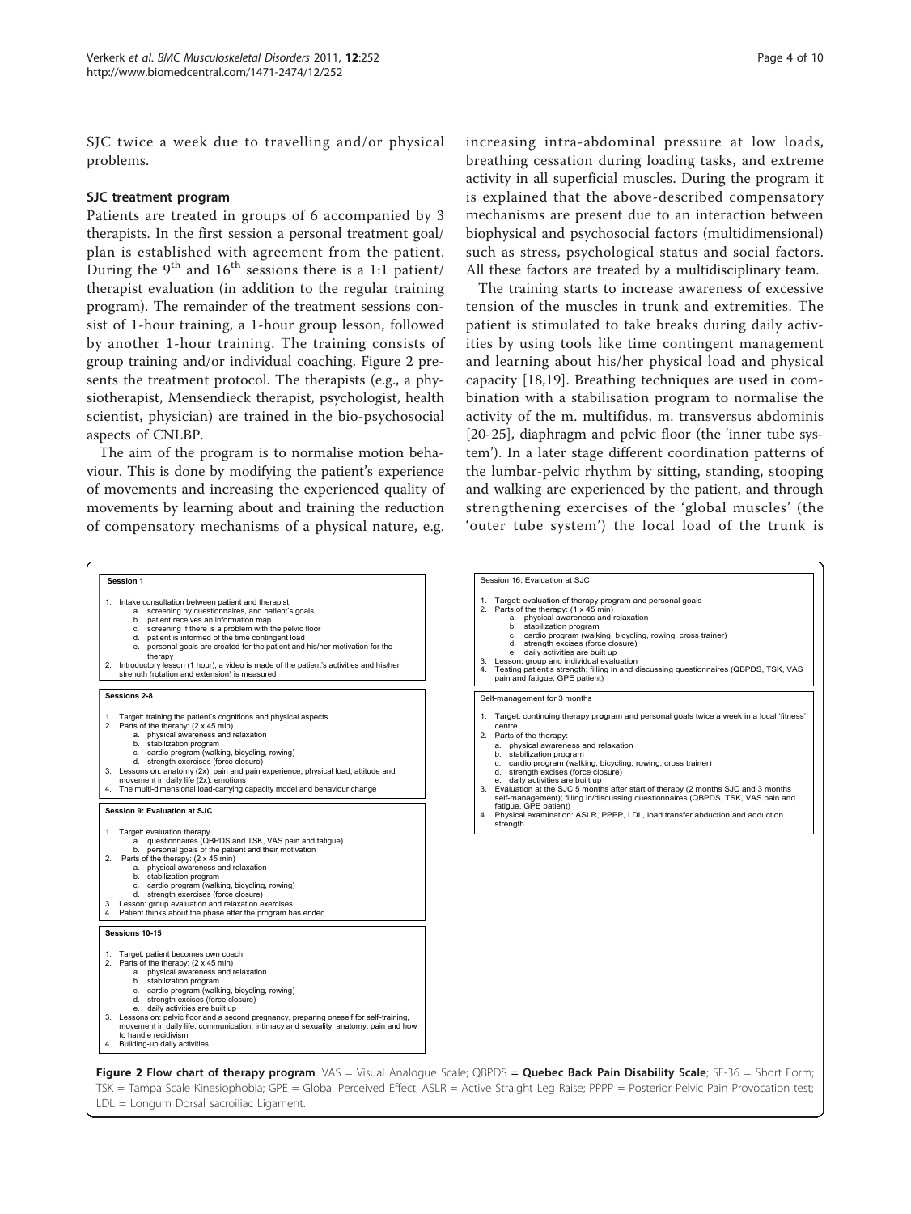SJC twice a week due to travelling and/or physical problems.

### SJC treatment program

Patients are treated in groups of 6 accompanied by 3 therapists. In the first session a personal treatment goal/plan is established with agreement from the patient. During the 9th and 16th sessions there is a 1:1 patient/therapist evaluation (in addition to the regular training program). The remainder of the treatment sessions consist of 1-hour training, a 1-hour group lesson, followed by another 1-hour training. The training consists of group training and/or individual coaching. Figure 2 presents the treatment protocol. The therapists (e.g., a physiotherapist, Mensendieck therapist, psychologist, health scientist, physician) are trained in the bio-psychosocial aspects of CNLBP.

The aim of the program is to normalise motion behaviour. This is done by modifying the patient's experience of movements and increasing the experienced quality of movements by learning about and training the reduction of compensatory mechanisms of a physical nature, e.g. increasing intra-abdominal pressure at low loads, breathing cessation during loading tasks, and extreme activity in all superficial muscles. During the program it is explained that the above-described compensatory mechanisms are present due to an interaction between biophysical and psychosocial factors (multidimensional) such as stress, psychological status and social factors. All these factors are treated by a multidisciplinary team.

The training starts to increase awareness of excessive tension of the muscles in trunk and extremities. The patient is stimulated to take breaks during daily activities by using tools like time contingent management and learning about his/her physical load and physical capacity [18,19]. Breathing techniques are used in combination with a stabilisation program to normalise the activity of the m. multifidus, m. transversus abdominis [20-25], diaphragm and pelvic floor (the 'inner tube system'). In a later stage different coordination patterns of the lumbar-pelvic rhythm by sitting, standing, stooping and walking are experienced by the patient, and through strengthening exercises of the 'global muscles' (the 'outer tube system') the local load of the trunk is

**Session 1**

1. Intake consultation between patient and therapist:
   a. screening by questionnaires, and patient's goals
   b. patient receives an information map
   c. screening if there is a problem with the pelvic floor
   d. patient is informed of the time contingent load
   e. personal goals are created for the patient and his/her motivation for the therapy
2. Introductory lesson (1 hour), a video is made of the patient's activities and his/her strength (rotation and extension) is measured

**Sessions 2-8**

1. Target: training the patient's cognitions and physical aspects
2. Parts of the therapy: (2 x 45 min)
   a. physical awareness and relaxation
   b. stabilization program
   c. cardio program (walking, bicycling, rowing)
   d. strength exercises (force closure)
3. Lessons on: anatomy (2x), pain and pain experience, physical load, attitude and movement in daily life (2x), emotions
4. The multi-dimensional load-carrying capacity model and behaviour change

**Session 9: Evaluation at SJC**

1. Target: evaluation therapy
   a. questionnaires (QBPDS and TSK, VAS pain and fatigue)
   b. personal goals of the patient and their motivation
2. Parts of the therapy: (2 x 45 min)
   a. physical awareness and relaxation
   b. stabilization program
   c. cardio program (walking, bicycling, rowing)
   d. strength exercises (force closure)
3. Lesson: group evaluation and relaxation exercises
4. Patient thinks about the phase after the program has ended

**Sessions 10-15**

1. Target: patient becomes own coach
2. Parts of the therapy: (2 x 45 min)
   a. physical awareness and relaxation
   b. stabilization program
   c. cardio program (walking, bicycling, rowing)
   d. strength excises (force closure)
   e. daily activities are built up
3. Lessons on: pelvic floor and a second pregnancy, preparing oneself for self-training, movement in daily life, communication, intimacy and sexuality, anatomy, pain and how to handle recidivism
4. Building-up daily activities

**Session 16: Evaluation at SJC**

1. Target: evaluation of therapy program and personal goals
2. Parts of the therapy: (1 x 45 min)
   a. physical awareness and relaxation
   b. stabilization program
   c. cardio program (walking, bicycling, rowing, cross trainer)
   d. strength excises (force closure)
   e. daily activities are built up
3. Lesson: group and individual evaluation
4. Testing patient's strength; filling in and discussing questionnaires (QBPDS, TSK, VAS pain and fatigue, GPE patient)

**Self-management for 3 months**

1. Target: continuing therapy program and personal goals twice a week in a local 'fitness' centre
2. Parts of the therapy:
   a. physical awareness and relaxation
   b. stabilization program
   c. cardio program (walking, bicycling, rowing, cross trainer)
   d. strength excises (force closure)
   e. daily activities are built up
3. Evaluation at the SJC 5 months after start of therapy (2 months SJC and 3 months self-management); filling in/discussing questionnaires (QBPDS, TSK, VAS pain and fatigue, GPE patient)
4. Physical examination: ASLR, PPPP, LDL, load transfer abduction and adduction strength

**Figure 2 Flow chart of therapy program**. VAS = Visual Analogue Scale; QBPDS = **Quebec Back Pain Disability Scale**; SF-36 = Short Form; TSK = Tampa Scale Kinesiophobia; GPE = Global Perceived Effect; ASLR = Active Straight Leg Raise; PPPP = Posterior Pelvic Pain Provocation test; LDL = Longum Dorsal sacroiliac Ligament.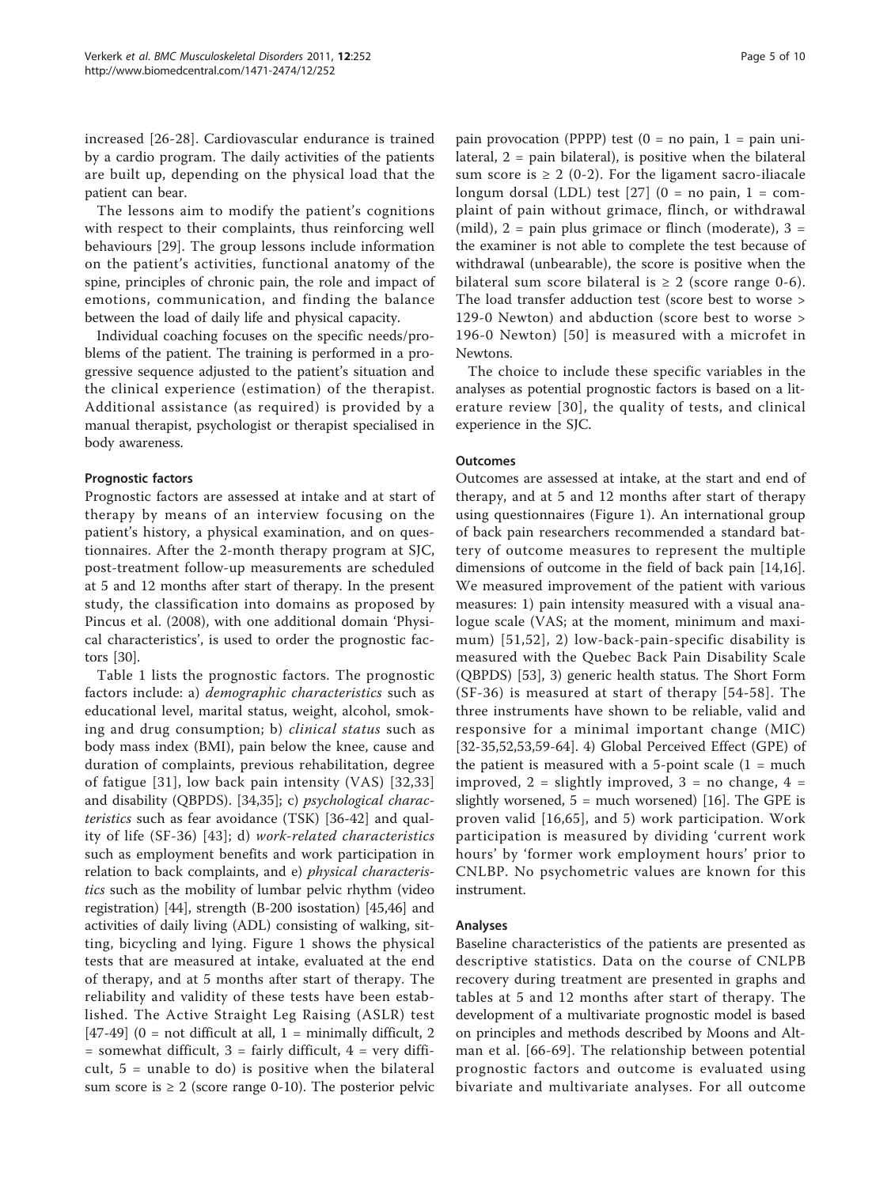increased [26-28]. Cardiovascular endurance is trained by a cardio program. The daily activities of the patients are built up, depending on the physical load that the patient can bear.

The lessons aim to modify the patient's cognitions with respect to their complaints, thus reinforcing well behaviours [29]. The group lessons include information on the patient's activities, functional anatomy of the spine, principles of chronic pain, the role and impact of emotions, communication, and finding the balance between the load of daily life and physical capacity.

Individual coaching focuses on the specific needs/problems of the patient. The training is performed in a progressive sequence adjusted to the patient's situation and the clinical experience (estimation) of the therapist. Additional assistance (as required) is provided by a manual therapist, psychologist or therapist specialised in body awareness.

### Prognostic factors

Prognostic factors are assessed at intake and at start of therapy by means of an interview focusing on the patient's history, a physical examination, and on questionnaires. After the 2-month therapy program at SJC, post-treatment follow-up measurements are scheduled at 5 and 12 months after start of therapy. In the present study, the classification into domains as proposed by Pincus et al. (2008), with one additional domain 'Physical characteristics', is used to order the prognostic factors [30].

Table 1 lists the prognostic factors. The prognostic factors include: a) *demographic characteristics* such as educational level, marital status, weight, alcohol, smoking and drug consumption; b) *clinical status* such as body mass index (BMI), pain below the knee, cause and duration of complaints, previous rehabilitation, degree of fatigue [31], low back pain intensity (VAS) [32,33] and disability (QBPDS). [34,35]; c) *psychological characteristics* such as fear avoidance (TSK) [36-42] and quality of life (SF-36) [43]; d) *work-related characteristics* such as employment benefits and work participation in relation to back complaints, and e) *physical characteristics* such as the mobility of lumbar pelvic rhythm (video registration) [44], strength (B-200 isostation) [45,46] and activities of daily living (ADL) consisting of walking, sitting, bicycling and lying. Figure 1 shows the physical tests that are measured at intake, evaluated at the end of therapy, and at 5 months after start of therapy. The reliability and validity of these tests have been established. The Active Straight Leg Raising (ASLR) test [47-49] (0 = not difficult at all, 1 = minimally difficult, 2 = somewhat difficult, 3 = fairly difficult, 4 = very difficult, 5 = unable to do) is positive when the bilateral sum score is ≥ 2 (score range 0-10). The posterior pelvic pain provocation (PPPP) test (0 = no pain, 1 = pain unilateral, 2 = pain bilateral), is positive when the bilateral sum score is ≥ 2 (0-2). For the ligament sacro-iliacale longum dorsal (LDL) test [27] (0 = no pain, 1 = complaint of pain without grimace, flinch, or withdrawal (mild), 2 = pain plus grimace or flinch (moderate), 3 = the examiner is not able to complete the test because of withdrawal (unbearable), the score is positive when the bilateral sum score bilateral is ≥ 2 (score range 0-6). The load transfer adduction test (score best to worse > 129-0 Newton) and abduction (score best to worse > 196-0 Newton) [50] is measured with a microfet in Newtons.

The choice to include these specific variables in the analyses as potential prognostic factors is based on a literature review [30], the quality of tests, and clinical experience in the SJC.

### Outcomes

Outcomes are assessed at intake, at the start and end of therapy, and at 5 and 12 months after start of therapy using questionnaires (Figure 1). An international group of back pain researchers recommended a standard battery of outcome measures to represent the multiple dimensions of outcome in the field of back pain [14,16]. We measured improvement of the patient with various measures: 1) pain intensity measured with a visual analogue scale (VAS; at the moment, minimum and maximum) [51,52], 2) low-back-pain-specific disability is measured with the Quebec Back Pain Disability Scale (QBPDS) [53], 3) generic health status. The Short Form (SF-36) is measured at start of therapy [54-58]. The three instruments have shown to be reliable, valid and responsive for a minimal important change (MIC) [32-35,52,53,59-64]. 4) Global Perceived Effect (GPE) of the patient is measured with a 5-point scale (1 = much improved, 2 = slightly improved, 3 = no change, 4 = slightly worsened, 5 = much worsened) [16]. The GPE is proven valid [16,65], and 5) work participation. Work participation is measured by dividing 'current work hours' by 'former work employment hours' prior to CNLBP. No psychometric values are known for this instrument.

### Analyses

Baseline characteristics of the patients are presented as descriptive statistics. Data on the course of CNLPB recovery during treatment are presented in graphs and tables at 5 and 12 months after start of therapy. The development of a multivariate prognostic model is based on principles and methods described by Moons and Altman et al. [66-69]. The relationship between potential prognostic factors and outcome is evaluated using bivariate and multivariate analyses. For all outcome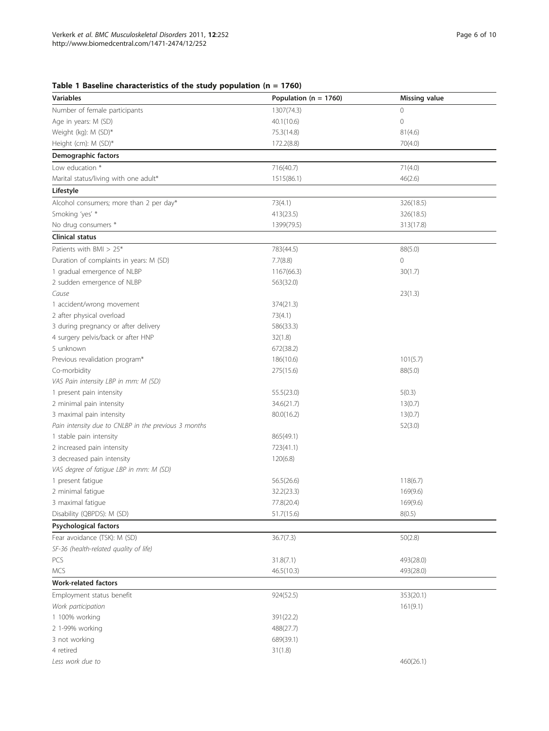**Table 1 Baseline characteristics of the study population (n = 1760)**

| Variables | Population (n = 1760) | Missing value |
|---|---|---|
| Number of female participants | 1307(74.3) | 0 |
| Age in years: M (SD) | 40.1(10.6) | 0 |
| Weight (kg): M (SD)* | 75.3(14.8) | 81(4.6) |
| Height (cm): M (SD)* | 172.2(8.8) | 70(4.0) |
| **Demographic factors** | | |
| Low education * | 716(40.7) | 71(4.0) |
| Marital status/living with one adult* | 1515(86.1) | 46(2.6) |
| **Lifestyle** | | |
| Alcohol consumers; more than 2 per day* | 73(4.1) | 326(18.5) |
| Smoking 'yes' * | 413(23.5) | 326(18.5) |
| No drug consumers * | 1399(79.5) | 313(17.8) |
| **Clinical status** | | |
| Patients with BMI > 25* | 783(44.5) | 88(5.0) |
| Duration of complaints in years: M (SD) | 7.7(8.8) | 0 |
| 1 gradual emergence of NLBP | 1167(66.3) | 30(1.7) |
| 2 sudden emergence of NLBP | 563(32.0) | |
| *Cause* | | 23(1.3) |
| 1 accident/wrong movement | 374(21.3) | |
| 2 after physical overload | 73(4.1) | |
| 3 during pregnancy or after delivery | 586(33.3) | |
| 4 surgery pelvis/back or after HNP | 32(1.8) | |
| 5 unknown | 672(38.2) | |
| Previous revalidation program* | 186(10.6) | 101(5.7) |
| Co-morbidity | 275(15.6) | 88(5.0) |
| *VAS Pain intensity LBP in mm: M (SD)* | | |
| 1 present pain intensity | 55.5(23.0) | 5(0.3) |
| 2 minimal pain intensity | 34.6(21.7) | 13(0.7) |
| 3 maximal pain intensity | 80.0(16.2) | 13(0.7) |
| *Pain intensity due to CNLBP in the previous 3 months* | | 52(3.0) |
| 1 stable pain intensity | 865(49.1) | |
| 2 increased pain intensity | 723(41.1) | |
| 3 decreased pain intensity | 120(6.8) | |
| *VAS degree of fatigue LBP in mm: M (SD)* | | |
| 1 present fatigue | 56.5(26.6) | 118(6.7) |
| 2 minimal fatigue | 32.2(23.3) | 169(9.6) |
| 3 maximal fatigue | 77.8(20.4) | 169(9.6) |
| Disability (QBPDS): M (SD) | 51.7(15.6) | 8(0.5) |
| **Psychological factors** | | |
| Fear avoidance (TSK): M (SD) | 36.7(7.3) | 50(2.8) |
| *SF-36 (health-related quality of life)* | | |
| PCS | 31.8(7.1) | 493(28.0) |
| MCS | 46.5(10.3) | 493(28.0) |
| **Work-related factors** | | |
| Employment status benefit | 924(52.5) | 353(20.1) |
| *Work participation* | | 161(9.1) |
| 1 100% working | 391(22.2) | |
| 2 1-99% working | 488(27.7) | |
| 3 not working | 689(39.1) | |
| 4 retired | 31(1.8) | |
| *Less work due to* | | 460(26.1) |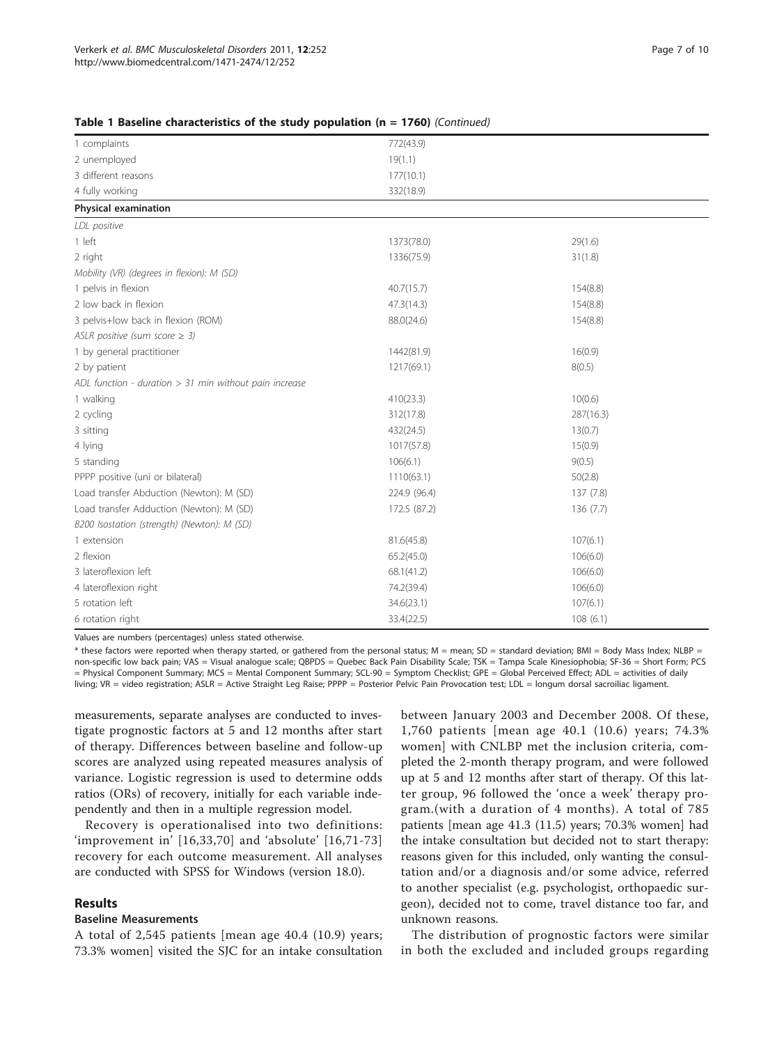**Table 1 Baseline characteristics of the study population (n = 1760)** *(Continued)*

| | | |
|---|---|---|
| 1 complaints | 772(43.9) | |
| 2 unemployed | 19(1.1) | |
| 3 different reasons | 177(10.1) | |
| 4 fully working | 332(18.9) | |
| **Physical examination** | | |
| *LDL positive* | | |
| 1 left | 1373(78.0) | 29(1.6) |
| 2 right | 1336(75.9) | 31(1.8) |
| *Mobility (VR) (degrees in flexion): M (SD)* | | |
| 1 pelvis in flexion | 40.7(15.7) | 154(8.8) |
| 2 low back in flexion | 47.3(14.3) | 154(8.8) |
| 3 pelvis+low back in flexion (ROM) | 88.0(24.6) | 154(8.8) |
| *ASLR positive (sum score ≥ 3)* | | |
| 1 by general practitioner | 1442(81.9) | 16(0.9) |
| 2 by patient | 1217(69.1) | 8(0.5) |
| *ADL function - duration > 31 min without pain increase* | | |
| 1 walking | 410(23.3) | 10(0.6) |
| 2 cycling | 312(17.8) | 287(16.3) |
| 3 sitting | 432(24.5) | 13(0.7) |
| 4 lying | 1017(57.8) | 15(0.9) |
| 5 standing | 106(6.1) | 9(0.5) |
| PPPP positive (uni or bilateral) | 1110(63.1) | 50(2.8) |
| Load transfer Abduction (Newton): M (SD) | 224.9 (96.4) | 137 (7.8) |
| Load transfer Adduction (Newton): M (SD) | 172.5 (87.2) | 136 (7.7) |
| *B200 Isostation (strength) (Newton): M (SD)* | | |
| 1 extension | 81.6(45.8) | 107(6.1) |
| 2 flexion | 65.2(45.0) | 106(6.0) |
| 3 lateroflexion left | 68.1(41.2) | 106(6.0) |
| 4 lateroflexion right | 74.2(39.4) | 106(6.0) |
| 5 rotation left | 34.6(23.1) | 107(6.1) |
| 6 rotation right | 33.4(22.5) | 108 (6.1) |

Values are numbers (percentages) unless stated otherwise.

* these factors were reported when therapy started, or gathered from the personal status; M = mean; SD = standard deviation; BMI = Body Mass Index; NLBP = non-specific low back pain; VAS = Visual analogue scale; QBPDS = Quebec Back Pain Disability Scale; TSK = Tampa Scale Kinesiophobia; SF-36 = Short Form; PCS = Physical Component Summary; MCS = Mental Component Summary; SCL-90 = Symptom Checklist; GPE = Global Perceived Effect; ADL = activities of daily living; VR = video registration; ASLR = Active Straight Leg Raise; PPPP = Posterior Pelvic Pain Provocation test; LDL = longum dorsal sacroiliac ligament.

measurements, separate analyses are conducted to investigate prognostic factors at 5 and 12 months after start of therapy. Differences between baseline and follow-up scores are analyzed using repeated measures analysis of variance. Logistic regression is used to determine odds ratios (ORs) of recovery, initially for each variable independently and then in a multiple regression model.

Recovery is operationalised into two definitions: 'improvement in' [16,33,70] and 'absolute' [16,71-73] recovery for each outcome measurement. All analyses are conducted with SPSS for Windows (version 18.0).

## Results

### Baseline Measurements

A total of 2,545 patients [mean age 40.4 (10.9) years; 73.3% women] visited the SJC for an intake consultation between January 2003 and December 2008. Of these, 1,760 patients [mean age 40.1 (10.6) years; 74.3% women] with CNLBP met the inclusion criteria, completed the 2-month therapy program, and were followed up at 5 and 12 months after start of therapy. Of this latter group, 96 followed the 'once a week' therapy program.(with a duration of 4 months). A total of 785 patients [mean age 41.3 (11.5) years; 70.3% women] had the intake consultation but decided not to start therapy: reasons given for this included, only wanting the consultation and/or a diagnosis and/or some advice, referred to another specialist (e.g. psychologist, orthopaedic surgeon), decided not to come, travel distance too far, and unknown reasons.

The distribution of prognostic factors were similar in both the excluded and included groups regarding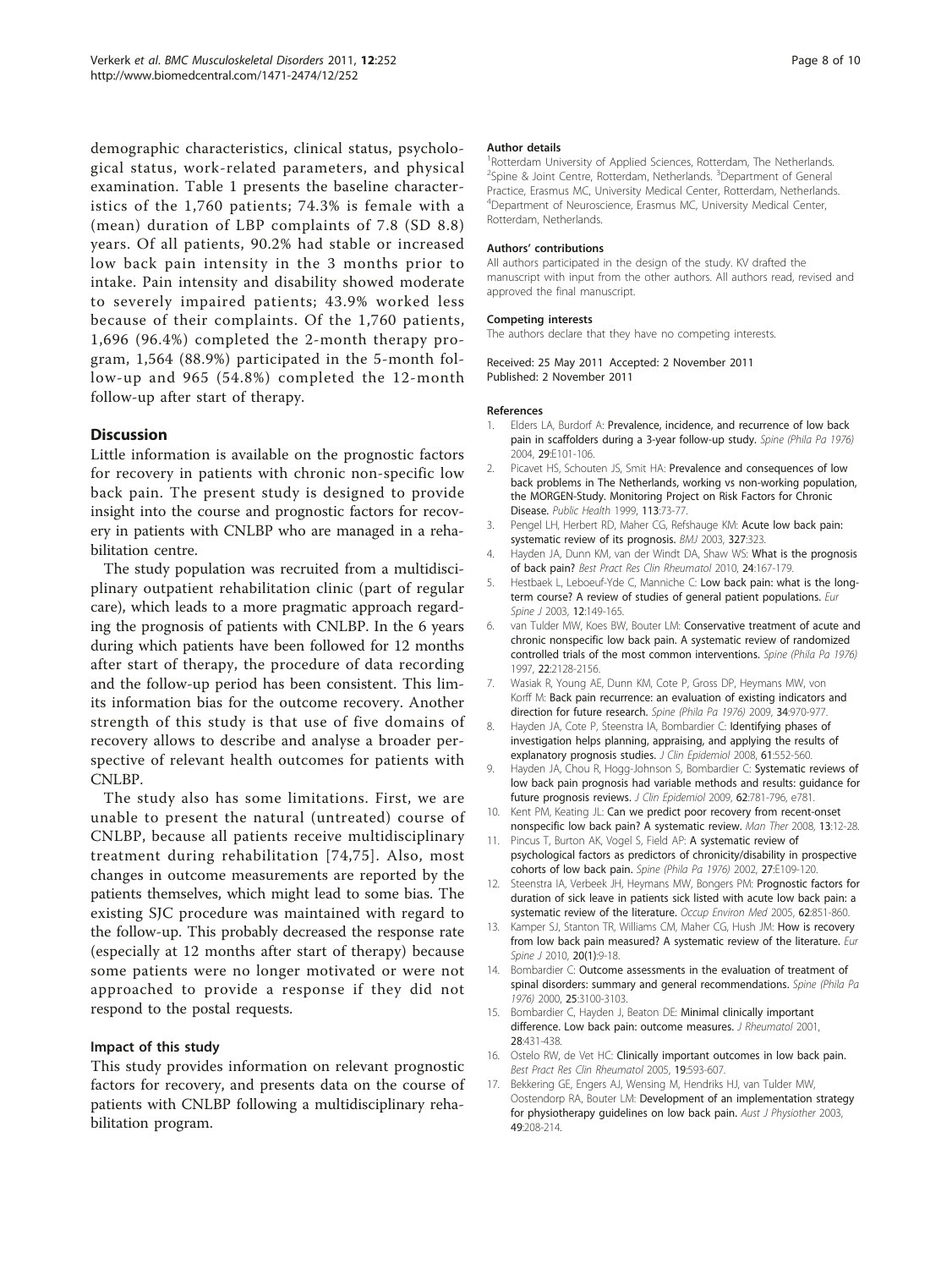demographic characteristics, clinical status, psychological status, work-related parameters, and physical examination. Table 1 presents the baseline characteristics of the 1,760 patients; 74.3% is female with a (mean) duration of LBP complaints of 7.8 (SD 8.8) years. Of all patients, 90.2% had stable or increased low back pain intensity in the 3 months prior to intake. Pain intensity and disability showed moderate to severely impaired patients; 43.9% worked less because of their complaints. Of the 1,760 patients, 1,696 (96.4%) completed the 2-month therapy program, 1,564 (88.9%) participated in the 5-month follow-up and 965 (54.8%) completed the 12-month follow-up after start of therapy.

## Discussion

Little information is available on the prognostic factors for recovery in patients with chronic non-specific low back pain. The present study is designed to provide insight into the course and prognostic factors for recovery in patients with CNLBP who are managed in a rehabilitation centre.

The study population was recruited from a multidisciplinary outpatient rehabilitation clinic (part of regular care), which leads to a more pragmatic approach regarding the prognosis of patients with CNLBP. In the 6 years during which patients have been followed for 12 months after start of therapy, the procedure of data recording and the follow-up period has been consistent. This limits information bias for the outcome recovery. Another strength of this study is that use of five domains of recovery allows to describe and analyse a broader perspective of relevant health outcomes for patients with CNLBP.

The study also has some limitations. First, we are unable to present the natural (untreated) course of CNLBP, because all patients receive multidisciplinary treatment during rehabilitation [74,75]. Also, most changes in outcome measurements are reported by the patients themselves, which might lead to some bias. The existing SJC procedure was maintained with regard to the follow-up. This probably decreased the response rate (especially at 12 months after start of therapy) because some patients were no longer motivated or were not approached to provide a response if they did not respond to the postal requests.

### Impact of this study

This study provides information on relevant prognostic factors for recovery, and presents data on the course of patients with CNLBP following a multidisciplinary rehabilitation program.

#### Author details

[1]Rotterdam University of Applied Sciences, Rotterdam, The Netherlands. [2]Spine & Joint Centre, Rotterdam, Netherlands. [3]Department of General Practice, Erasmus MC, University Medical Center, Rotterdam, Netherlands. [4]Department of Neuroscience, Erasmus MC, University Medical Center, Rotterdam, Netherlands.

#### Authors' contributions

All authors participated in the design of the study. KV drafted the manuscript with input from the other authors. All authors read, revised and approved the final manuscript.

#### Competing interests

The authors declare that they have no competing interests.

Received: 25 May 2011 Accepted: 2 November 2011
Published: 2 November 2011

#### References

1. Elders LA, Burdorf A: Prevalence, incidence, and recurrence of low back pain in scaffolders during a 3-year follow-up study. *Spine (Phila Pa 1976)* 2004, **29**:E101-106.
2. Picavet HS, Schouten JS, Smit HA: Prevalence and consequences of low back problems in The Netherlands, working vs non-working population, the MORGEN-Study. Monitoring Project on Risk Factors for Chronic Disease. *Public Health* 1999, **113**:73-77.
3. Pengel LH, Herbert RD, Maher CG, Refshauge KM: Acute low back pain: systematic review of its prognosis. *BMJ* 2003, **327**:323.
4. Hayden JA, Dunn KM, van der Windt DA, Shaw WS: What is the prognosis of back pain? *Best Pract Res Clin Rheumatol* 2010, **24**:167-179.
5. Hestbaek L, Leboeuf-Yde C, Manniche C: Low back pain: what is the long-term course? A review of studies of general patient populations. *Eur Spine J* 2003, **12**:149-165.
6. van Tulder MW, Koes BW, Bouter LM: Conservative treatment of acute and chronic nonspecific low back pain. A systematic review of randomized controlled trials of the most common interventions. *Spine (Phila Pa 1976)* 1997, **22**:2128-2156.
7. Wasiak R, Young AE, Dunn KM, Cote P, Gross DP, Heymans MW, von Korff M: Back pain recurrence: an evaluation of existing indicators and direction for future research. *Spine (Phila Pa 1976)* 2009, **34**:970-977.
8. Hayden JA, Cote P, Steenstra IA, Bombardier C: Identifying phases of investigation helps planning, appraising, and applying the results of explanatory prognosis studies. *J Clin Epidemiol* 2008, **61**:552-560.
9. Hayden JA, Chou R, Hogg-Johnson S, Bombardier C: Systematic reviews of low back pain prognosis had variable methods and results: guidance for future prognosis reviews. *J Clin Epidemiol* 2009, **62**:781-796, e781.
10. Kent PM, Keating JL: Can we predict poor recovery from recent-onset nonspecific low back pain? A systematic review. *Man Ther* 2008, **13**:12-28.
11. Pincus T, Burton AK, Vogel S, Field AP: A systematic review of psychological factors as predictors of chronicity/disability in prospective cohorts of low back pain. *Spine (Phila Pa 1976)* 2002, **27**:E109-120.
12. Steenstra IA, Verbeek JH, Heymans MW, Bongers PM: Prognostic factors for duration of sick leave in patients sick listed with acute low back pain: a systematic review of the literature. *Occup Environ Med* 2005, **62**:851-860.
13. Kamper SJ, Stanton TR, Williams CM, Maher CG, Hush JM: How is recovery from low back pain measured? A systematic review of the literature. *Eur Spine J* 2010, **20(1)**:9-18.
14. Bombardier C: Outcome assessments in the evaluation of treatment of spinal disorders: summary and general recommendations. *Spine (Phila Pa 1976)* 2000, **25**:3100-3103.
15. Bombardier C, Hayden J, Beaton DE: Minimal clinically important difference. Low back pain: outcome measures. *J Rheumatol* 2001, **28**:431-438.
16. Ostelo RW, de Vet HC: Clinically important outcomes in low back pain. *Best Pract Res Clin Rheumatol* 2005, **19**:593-607.
17. Bekkering GE, Engers AJ, Wensing M, Hendriks HJ, van Tulder MW, Oostendorp RA, Bouter LM: Development of an implementation strategy for physiotherapy guidelines on low back pain. *Aust J Physiother* 2003, **49**:208-214.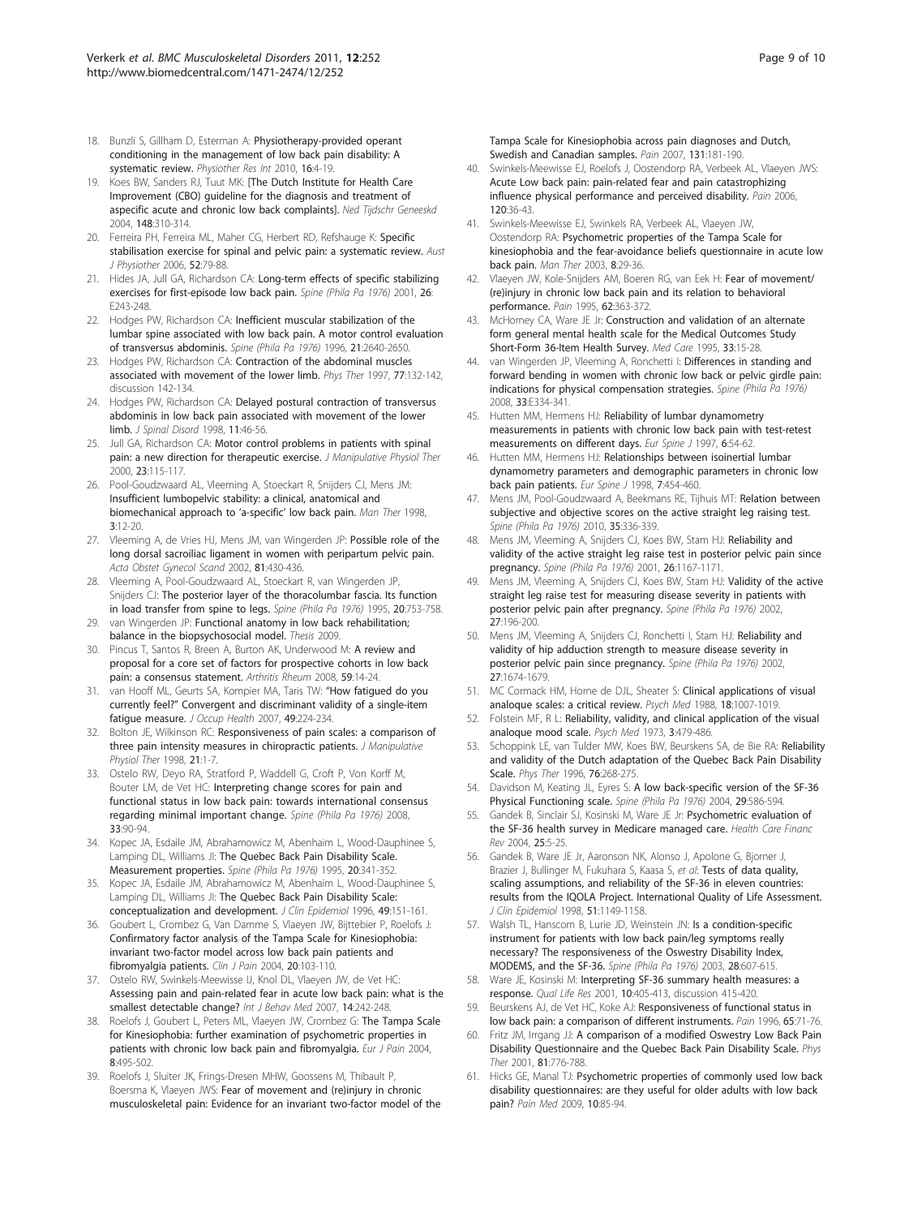18. Bunzli S, Gillham D, Esterman A: **Physiotherapy-provided operant conditioning in the management of low back pain disability: A systematic review.** *Physiother Res Int* 2010, **16**:4-19.
19. Koes BW, Sanders RJ, Tuut MK: **[The Dutch Institute for Health Care Improvement (CBO) guideline for the diagnosis and treatment of aspecific acute and chronic low back complaints].** *Ned Tijdschr Geneeskd* 2004, **148**:310-314.
20. Ferreira PH, Ferreira ML, Maher CG, Herbert RD, Refshauge K: **Specific stabilisation exercise for spinal and pelvic pain: a systematic review.** *Aust J Physiother* 2006, **52**:79-88.
21. Hides JA, Jull GA, Richardson CA: **Long-term effects of specific stabilizing exercises for first-episode low back pain.** *Spine (Phila Pa 1976)* 2001, **26**: E243-248.
22. Hodges PW, Richardson CA: **Inefficient muscular stabilization of the lumbar spine associated with low back pain. A motor control evaluation of transversus abdominis.** *Spine (Phila Pa 1976)* 1996, **21**:2640-2650.
23. Hodges PW, Richardson CA: **Contraction of the abdominal muscles associated with movement of the lower limb.** *Phys Ther* 1997, **77**:132-142, discussion 142-134.
24. Hodges PW, Richardson CA: **Delayed postural contraction of transversus abdominis in low back pain associated with movement of the lower limb.** *J Spinal Disord* 1998, **11**:46-56.
25. Jull GA, Richardson CA: **Motor control problems in patients with spinal pain: a new direction for therapeutic exercise.** *J Manipulative Physiol Ther* 2000, **23**:115-117.
26. Pool-Goudzwaard AL, Vleeming A, Stoeckart R, Snijders CJ, Mens JM: **Insufficient lumbopelvic stability: a clinical, anatomical and biomechanical approach to 'a-specific' low back pain.** *Man Ther* 1998, **3**:12-20.
27. Vleeming A, de Vries HJ, Mens JM, van Wingerden JP: **Possible role of the long dorsal sacroiliac ligament in women with peripartum pelvic pain.** *Acta Obstet Gynecol Scand* 2002, **81**:430-436.
28. Vleeming A, Pool-Goudzwaard AL, Stoeckart R, van Wingerden JP, Snijders CJ: **The posterior layer of the thoracolumbar fascia. Its function in load transfer from spine to legs.** *Spine (Phila Pa 1976)* 1995, **20**:753-758.
29. van Wingerden JP: **Functional anatomy in low back rehabilitation; balance in the biopsychosocial model.** *Thesis* 2009.
30. Pincus T, Santos R, Breen A, Burton AK, Underwood M: **A review and proposal for a core set of factors for prospective cohorts in low back pain: a consensus statement.** *Arthritis Rheum* 2008, **59**:14-24.
31. van Hooff ML, Geurts SA, Kompier MA, Taris TW: **"How fatigued do you currently feel?" Convergent and discriminant validity of a single-item fatigue measure.** *J Occup Health* 2007, **49**:224-234.
32. Bolton JE, Wilkinson RC: **Responsiveness of pain scales: a comparison of three pain intensity measures in chiropractic patients.** *J Manipulative Physiol Ther* 1998, **21**:1-7.
33. Ostelo RW, Deyo RA, Stratford P, Waddell G, Croft P, Von Korff M, Bouter LM, de Vet HC: **Interpreting change scores for pain and functional status in low back pain: towards international consensus regarding minimal important change.** *Spine (Phila Pa 1976)* 2008, **33**:90-94.
34. Kopec JA, Esdaile JM, Abrahamowicz M, Abenhaim L, Wood-Dauphinee S, Lamping DL, Williams JI: **The Quebec Back Pain Disability Scale. Measurement properties.** *Spine (Phila Pa 1976)* 1995, **20**:341-352.
35. Kopec JA, Esdaile JM, Abrahamowicz M, Abenhaim L, Wood-Dauphinee S, Lamping DL, Williams JI: **The Quebec Back Pain Disability Scale: conceptualization and development.** *J Clin Epidemiol* 1996, **49**:151-161.
36. Goubert L, Crombez G, Van Damme S, Vlaeyen JW, Bijttebier P, Roelofs J: **Confirmatory factor analysis of the Tampa Scale for Kinesiophobia: invariant two-factor model across low back pain patients and fibromyalgia patients.** *Clin J Pain* 2004, **20**:103-110.
37. Ostelo RW, Swinkels-Meewisse IJ, Knol DL, Vlaeyen JW, de Vet HC: **Assessing pain and pain-related fear in acute low back pain: what is the smallest detectable change?** *Int J Behav Med* 2007, **14**:242-248.
38. Roelofs J, Goubert L, Peters ML, Vlaeyen JW, Crombez G: **The Tampa Scale for Kinesiophobia: further examination of psychometric properties in patients with chronic low back pain and fibromyalgia.** *Eur J Pain* 2004, **8**:495-502.
39. Roelofs J, Sluiter JK, Frings-Dresen MHW, Goossens M, Thibault P, Boersma K, Vlaeyen JWS: **Fear of movement and (re)injury in chronic musculoskeletal pain: Evidence for an invariant two-factor model of the Tampa Scale for Kinesiophobia across pain diagnoses and Dutch, Swedish and Canadian samples.** *Pain* 2007, **131**:181-190.
40. Swinkels-Meewisse EJ, Roelofs J, Oostendorp RA, Verbeek AL, Vlaeyen JWS: **Acute Low back pain: pain-related fear and pain catastrophizing influence physical performance and perceived disability.** *Pain* 2006, **120**:36-43.
41. Swinkels-Meewisse EJ, Swinkels RA, Verbeek AL, Vlaeyen JW, Oostendorp RA: **Psychometric properties of the Tampa Scale for kinesiophobia and the fear-avoidance beliefs questionnaire in acute low back pain.** *Man Ther* 2003, **8**:29-36.
42. Vlaeyen JW, Kole-Snijders AM, Boeren RG, van Eek H: **Fear of movement/(re)injury in chronic low back pain and its relation to behavioral performance.** *Pain* 1995, **62**:363-372.
43. McHorney CA, Ware JE Jr: **Construction and validation of an alternate form general mental health scale for the Medical Outcomes Study Short-Form 36-Item Health Survey.** *Med Care* 1995, **33**:15-28.
44. van Wingerden JP, Vleeming A, Ronchetti I: **Differences in standing and forward bending in women with chronic low back or pelvic girdle pain: indications for physical compensation strategies.** *Spine (Phila Pa 1976)* 2008, **33**:E334-341.
45. Hutten MM, Hermens HJ: **Reliability of lumbar dynamometry measurements in patients with chronic low back pain with test-retest measurements on different days.** *Eur Spine J* 1997, **6**:54-62.
46. Hutten MM, Hermens HJ: **Relationships between isoinertial lumbar dynamometry parameters and demographic parameters in chronic low back pain patients.** *Eur Spine J* 1998, **7**:454-460.
47. Mens JM, Pool-Goudzwaard A, Beekmans RE, Tijhuis MT: **Relation between subjective and objective scores on the active straight leg raising test.** *Spine (Phila Pa 1976)* 2010, **35**:336-339.
48. Mens JM, Vleeming A, Snijders CJ, Koes BW, Stam HJ: **Reliability and validity of the active straight leg raise test in posterior pelvic pain since pregnancy.** *Spine (Phila Pa 1976)* 2001, **26**:1167-1171.
49. Mens JM, Vleeming A, Snijders CJ, Koes BW, Stam HJ: **Validity of the active straight leg raise test for measuring disease severity in patients with posterior pelvic pain after pregnancy.** *Spine (Phila Pa 1976)* 2002, **27**:196-200.
50. Mens JM, Vleeming A, Snijders CJ, Ronchetti I, Stam HJ: **Reliability and validity of hip adduction strength to measure disease severity in posterior pelvic pain since pregnancy.** *Spine (Phila Pa 1976)* 2002, **27**:1674-1679.
51. MC Cormack HM, Horne de DJL, Sheater S: **Clinical applications of visual analoque scales: a critical review.** *Psych Med* 1988, **18**:1007-1019.
52. Folstein MF, R L: **Reliability, validity, and clinical application of the visual analoque mood scale.** *Psych Med* 1973, **3**:479-486.
53. Schoppink LE, van Tulder MW, Koes BW, Beurskens SA, de Bie RA: **Reliability and validity of the Dutch adaptation of the Quebec Back Pain Disability Scale.** *Phys Ther* 1996, **76**:268-275.
54. Davidson M, Keating JL, Eyres S: **A low back-specific version of the SF-36 Physical Functioning scale.** *Spine (Phila Pa 1976)* 2004, **29**:586-594.
55. Gandek B, Sinclair SJ, Kosinski M, Ware JE Jr: **Psychometric evaluation of the SF-36 health survey in Medicare managed care.** *Health Care Financ Rev* 2004, **25**:5-25.
56. Gandek B, Ware JE Jr, Aaronson NK, Alonso J, Apolone G, Bjorner J, Brazier J, Bullinger M, Fukuhara S, Kaasa S, *et al*: **Tests of data quality, scaling assumptions, and reliability of the SF-36 in eleven countries: results from the IQOLA Project. International Quality of Life Assessment.** *J Clin Epidemiol* 1998, **51**:1149-1158.
57. Walsh TL, Hanscom B, Lurie JD, Weinstein JN: **Is a condition-specific instrument for patients with low back pain/leg symptoms really necessary? The responsiveness of the Oswestry Disability Index, MODEMS, and the SF-36.** *Spine (Phila Pa 1976)* 2003, **28**:607-615.
58. Ware JE, Kosinski M: **Interpreting SF-36 summary health measures: a response.** *Qual Life Res* 2001, **10**:405-413, discussion 415-420.
59. Beurskens AJ, de Vet HC, Koke AJ: **Responsiveness of functional status in low back pain: a comparison of different instruments.** *Pain* 1996, **65**:71-76.
60. Fritz JM, Irrgang JJ: **A comparison of a modified Oswestry Low Back Pain Disability Questionnaire and the Quebec Back Pain Disability Scale.** *Phys Ther* 2001, **81**:776-788.
61. Hicks GE, Manal TJ: **Psychometric properties of commonly used low back disability questionnaires: are they useful for older adults with low back pain?** *Pain Med* 2009, **10**:85-94.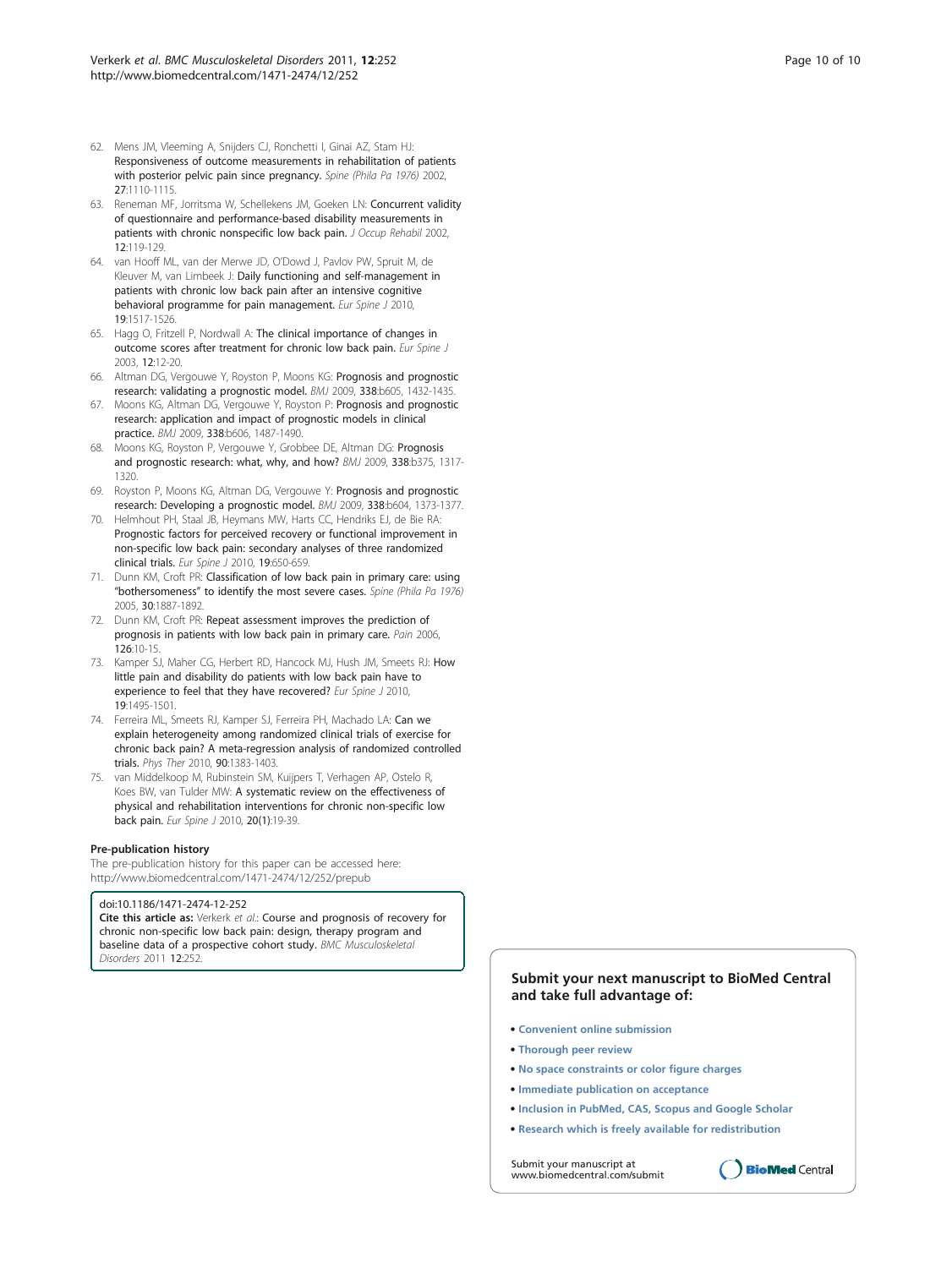62. Mens JM, Vleeming A, Snijders CJ, Ronchetti I, Ginai AZ, Stam HJ: **Responsiveness of outcome measurements in rehabilitation of patients with posterior pelvic pain since pregnancy.** *Spine (Phila Pa 1976)* 2002, **27**:1110-1115.
63. Reneman MF, Jorritsma W, Schellekens JM, Goeken LN: **Concurrent validity of questionnaire and performance-based disability measurements in patients with chronic nonspecific low back pain.** *J Occup Rehabil* 2002, **12**:119-129.
64. van Hooff ML, van der Merwe JD, O'Dowd J, Pavlov PW, Spruit M, de Kleuver M, van Limbeek J: **Daily functioning and self-management in patients with chronic low back pain after an intensive cognitive behavioral programme for pain management.** *Eur Spine J* 2010, **19**:1517-1526.
65. Hagg O, Fritzell P, Nordwall A: **The clinical importance of changes in outcome scores after treatment for chronic low back pain.** *Eur Spine J* 2003, **12**:12-20.
66. Altman DG, Vergouwe Y, Royston P, Moons KG: **Prognosis and prognostic research: validating a prognostic model.** *BMJ* 2009, **338**:b605, 1432-1435.
67. Moons KG, Altman DG, Vergouwe Y, Royston P: **Prognosis and prognostic research: application and impact of prognostic models in clinical practice.** *BMJ* 2009, **338**:b606, 1487-1490.
68. Moons KG, Royston P, Vergouwe Y, Grobbee DE, Altman DG: **Prognosis and prognostic research: what, why, and how?** *BMJ* 2009, **338**:b375, 1317-1320.
69. Royston P, Moons KG, Altman DG, Vergouwe Y: **Prognosis and prognostic research: Developing a prognostic model.** *BMJ* 2009, **338**:b604, 1373-1377.
70. Helmhout PH, Staal JB, Heymans MW, Harts CC, Hendriks EJ, de Bie RA: **Prognostic factors for perceived recovery or functional improvement in non-specific low back pain: secondary analyses of three randomized clinical trials.** *Eur Spine J* 2010, **19**:650-659.
71. Dunn KM, Croft PR: **Classification of low back pain in primary care: using "bothersomeness" to identify the most severe cases.** *Spine (Phila Pa 1976)* 2005, **30**:1887-1892.
72. Dunn KM, Croft PR: **Repeat assessment improves the prediction of prognosis in patients with low back pain in primary care.** *Pain* 2006, **126**:10-15.
73. Kamper SJ, Maher CG, Herbert RD, Hancock MJ, Hush JM, Smeets RJ: **How little pain and disability do patients with low back pain have to experience to feel that they have recovered?** *Eur Spine J* 2010, **19**:1495-1501.
74. Ferreira ML, Smeets RJ, Kamper SJ, Ferreira PH, Machado LA: **Can we explain heterogeneity among randomized clinical trials of exercise for chronic back pain? A meta-regression analysis of randomized controlled trials.** *Phys Ther* 2010, **90**:1383-1403.
75. van Middelkoop M, Rubinstein SM, Kuijpers T, Verhagen AP, Ostelo R, Koes BW, van Tulder MW: **A systematic review on the effectiveness of physical and rehabilitation interventions for chronic non-specific low back pain.** *Eur Spine J* 2010, **20(1)**:19-39.

### Pre-publication history

The pre-publication history for this paper can be accessed here:
http://www.biomedcentral.com/1471-2474/12/252/prepub

doi:10.1186/1471-2474-12-252

**Cite this article as:** Verkerk *et al.*: Course and prognosis of recovery for chronic non-specific low back pain: design, therapy program and baseline data of a prospective cohort study. *BMC Musculoskeletal Disorders* 2011 **12**:252.

**Submit your next manuscript to BioMed Central and take full advantage of:**

- Convenient online submission
- Thorough peer review
- No space constraints or color figure charges
- Immediate publication on acceptance
- Inclusion in PubMed, CAS, Scopus and Google Scholar
- Research which is freely available for redistribution

Submit your manuscript at
www.biomedcentral.com/submit

BioMed Central